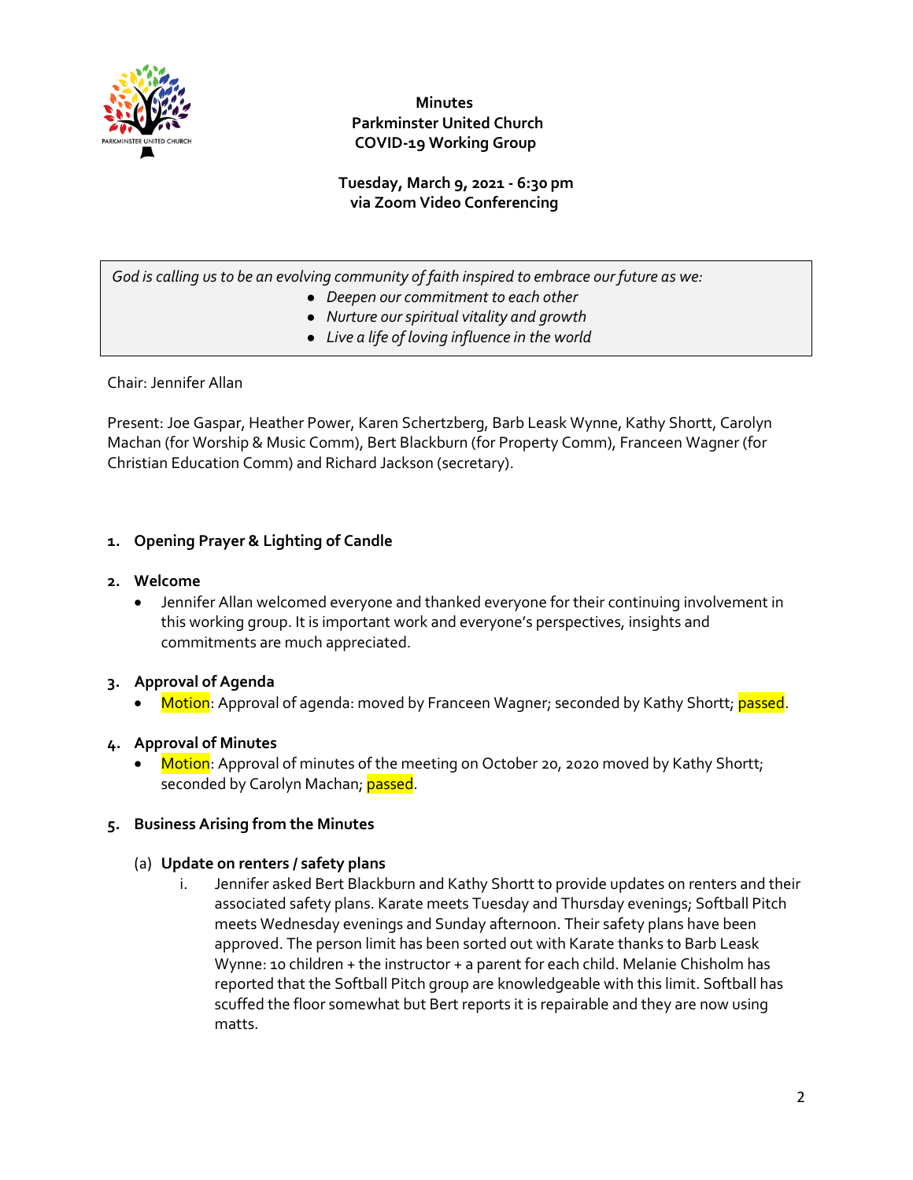**Minutes**
**Parkminster United Church**
**COVID-19 Working Group**

**Tuesday, March 9, 2021 - 6:30 pm**
**via Zoom Video Conferencing**

*God is calling us to be an evolving community of faith inspired to embrace our future as we:*

- *Deepen our commitment to each other*
- *Nurture our spiritual vitality and growth*
- *Live a life of loving influence in the world*

Chair: Jennifer Allan

Present: Joe Gaspar, Heather Power, Karen Schertzberg, Barb Leask Wynne, Kathy Shortt, Carolyn Machan (for Worship & Music Comm), Bert Blackburn (for Property Comm), Franceen Wagner (for Christian Education Comm) and Richard Jackson (secretary).

1. **Opening Prayer & Lighting of Candle**

2. **Welcome**
   - Jennifer Allan welcomed everyone and thanked everyone for their continuing involvement in this working group. It is important work and everyone's perspectives, insights and commitments are much appreciated.

3. **Approval of Agenda**
   - Motion: Approval of agenda: moved by Franceen Wagner; seconded by Kathy Shortt; passed.

4. **Approval of Minutes**
   - Motion: Approval of minutes of the meeting on October 20, 2020 moved by Kathy Shortt; seconded by Carolyn Machan; passed.

5. **Business Arising from the Minutes**

   (a) **Update on renters / safety plans**

      i. Jennifer asked Bert Blackburn and Kathy Shortt to provide updates on renters and their associated safety plans. Karate meets Tuesday and Thursday evenings; Softball Pitch meets Wednesday evenings and Sunday afternoon. Their safety plans have been approved. The person limit has been sorted out with Karate thanks to Barb Leask Wynne: 10 children + the instructor + a parent for each child. Melanie Chisholm has reported that the Softball Pitch group are knowledgeable with this limit. Softball has scuffed the floor somewhat but Bert reports it is repairable and they are now using matts.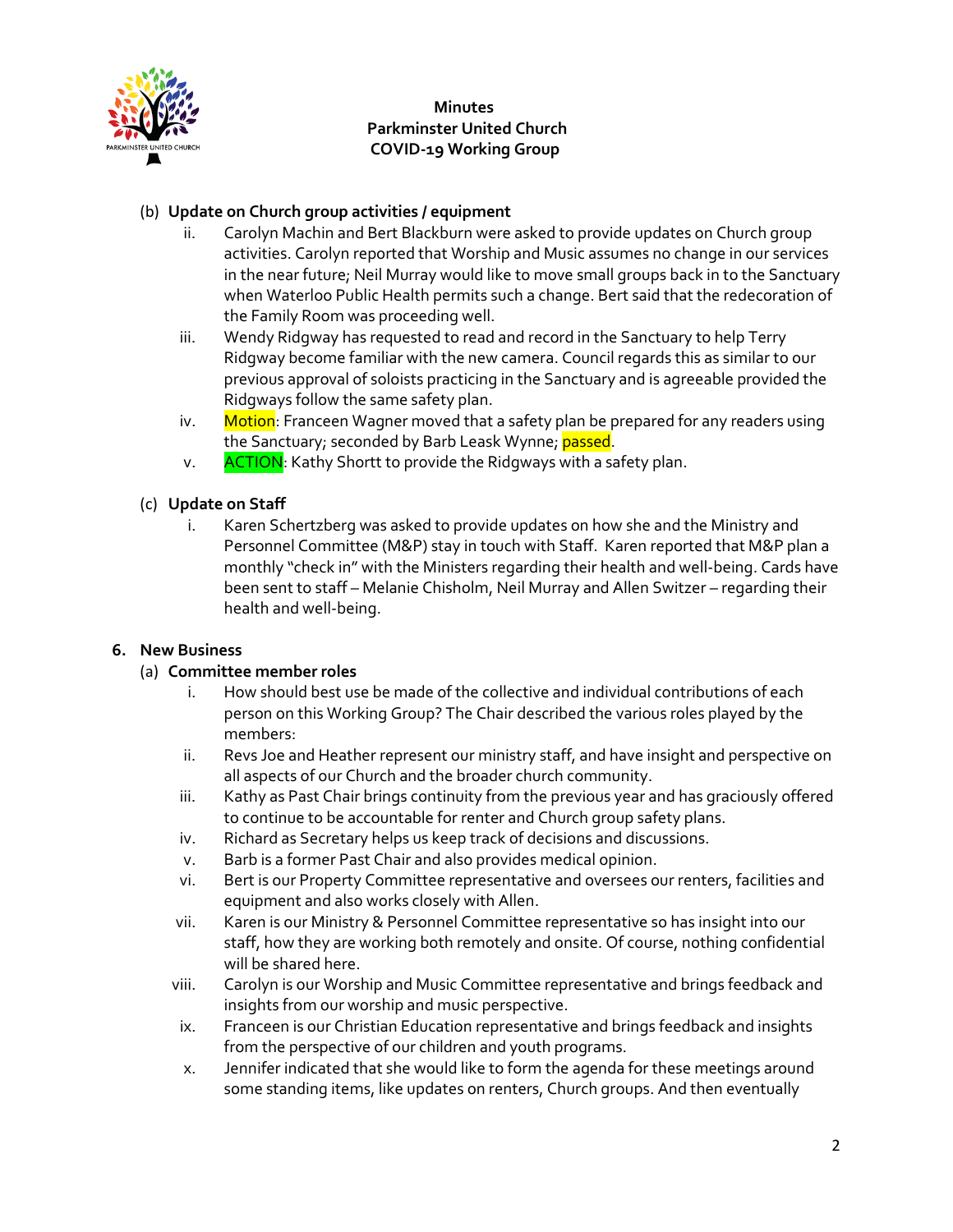**Minutes**
**Parkminster United Church**
**COVID-19 Working Group**

(b) **Update on Church group activities / equipment**

ii. Carolyn Machin and Bert Blackburn were asked to provide updates on Church group activities. Carolyn reported that Worship and Music assumes no change in our services in the near future; Neil Murray would like to move small groups back in to the Sanctuary when Waterloo Public Health permits such a change. Bert said that the redecoration of the Family Room was proceeding well.

iii. Wendy Ridgway has requested to read and record in the Sanctuary to help Terry Ridgway become familiar with the new camera. Council regards this as similar to our previous approval of soloists practicing in the Sanctuary and is agreeable provided the Ridgways follow the same safety plan.

iv. Motion: Franceen Wagner moved that a safety plan be prepared for any readers using the Sanctuary; seconded by Barb Leask Wynne; passed.

v. ACTION: Kathy Shortt to provide the Ridgways with a safety plan.

(c) **Update on Staff**

i. Karen Schertzberg was asked to provide updates on how she and the Ministry and Personnel Committee (M&P) stay in touch with Staff. Karen reported that M&P plan a monthly "check in" with the Ministers regarding their health and well-being. Cards have been sent to staff – Melanie Chisholm, Neil Murray and Allen Switzer – regarding their health and well-being.

## 6. New Business

(a) **Committee member roles**

i. How should best use be made of the collective and individual contributions of each person on this Working Group? The Chair described the various roles played by the members:

ii. Revs Joe and Heather represent our ministry staff, and have insight and perspective on all aspects of our Church and the broader church community.

iii. Kathy as Past Chair brings continuity from the previous year and has graciously offered to continue to be accountable for renter and Church group safety plans.

iv. Richard as Secretary helps us keep track of decisions and discussions.

v. Barb is a former Past Chair and also provides medical opinion.

vi. Bert is our Property Committee representative and oversees our renters, facilities and equipment and also works closely with Allen.

vii. Karen is our Ministry & Personnel Committee representative so has insight into our staff, how they are working both remotely and onsite. Of course, nothing confidential will be shared here.

viii. Carolyn is our Worship and Music Committee representative and brings feedback and insights from our worship and music perspective.

ix. Franceen is our Christian Education representative and brings feedback and insights from the perspective of our children and youth programs.

x. Jennifer indicated that she would like to form the agenda for these meetings around some standing items, like updates on renters, Church groups. And then eventually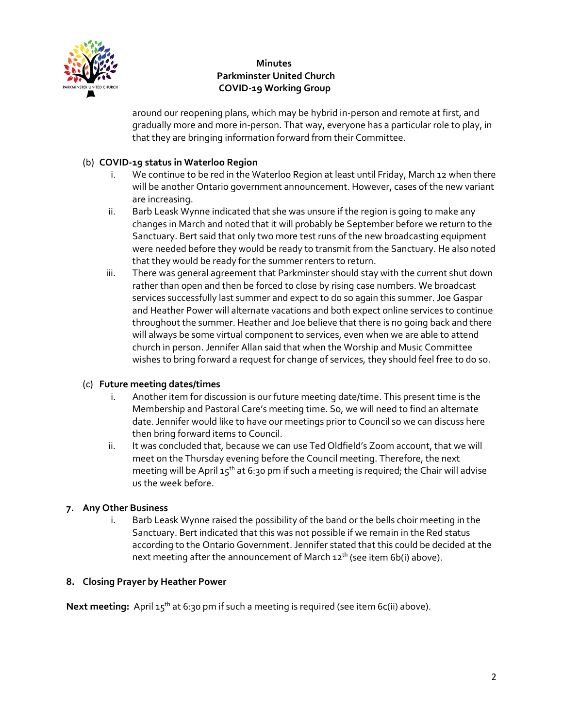around our reopening plans, which may be hybrid in-person and remote at first, and gradually more and more in-person. That way, everyone has a particular role to play, in that they are bringing information forward from their Committee.

(b) **COVID-19 status in Waterloo Region**

i. We continue to be red in the Waterloo Region at least until Friday, March 12 when there will be another Ontario government announcement. However, cases of the new variant are increasing.

ii. Barb Leask Wynne indicated that she was unsure if the region is going to make any changes in March and noted that it will probably be September before we return to the Sanctuary. Bert said that only two more test runs of the new broadcasting equipment were needed before they would be ready to transmit from the Sanctuary. He also noted that they would be ready for the summer renters to return.

iii. There was general agreement that Parkminster should stay with the current shut down rather than open and then be forced to close by rising case numbers. We broadcast services successfully last summer and expect to do so again this summer. Joe Gaspar and Heather Power will alternate vacations and both expect online services to continue throughout the summer. Heather and Joe believe that there is no going back and there will always be some virtual component to services, even when we are able to attend church in person. Jennifer Allan said that when the Worship and Music Committee wishes to bring forward a request for change of services, they should feel free to do so.

(c) **Future meeting dates/times**

i. Another item for discussion is our future meeting date/time. This present time is the Membership and Pastoral Care's meeting time. So, we will need to find an alternate date. Jennifer would like to have our meetings prior to Council so we can discuss here then bring forward items to Council.

ii. It was concluded that, because we can use Ted Oldfield's Zoom account, that we will meet on the Thursday evening before the Council meeting. Therefore, the next meeting will be April 15th at 6:30 pm if such a meeting is required; the Chair will advise us the week before.

**7. Any Other Business**

i. Barb Leask Wynne raised the possibility of the band or the bells choir meeting in the Sanctuary. Bert indicated that this was not possible if we remain in the Red status according to the Ontario Government. Jennifer stated that this could be decided at the next meeting after the announcement of March 12th (see item 6b(i) above).

**8. Closing Prayer by Heather Power**

**Next meeting:** April 15th at 6:30 pm if such a meeting is required (see item 6c(ii) above).